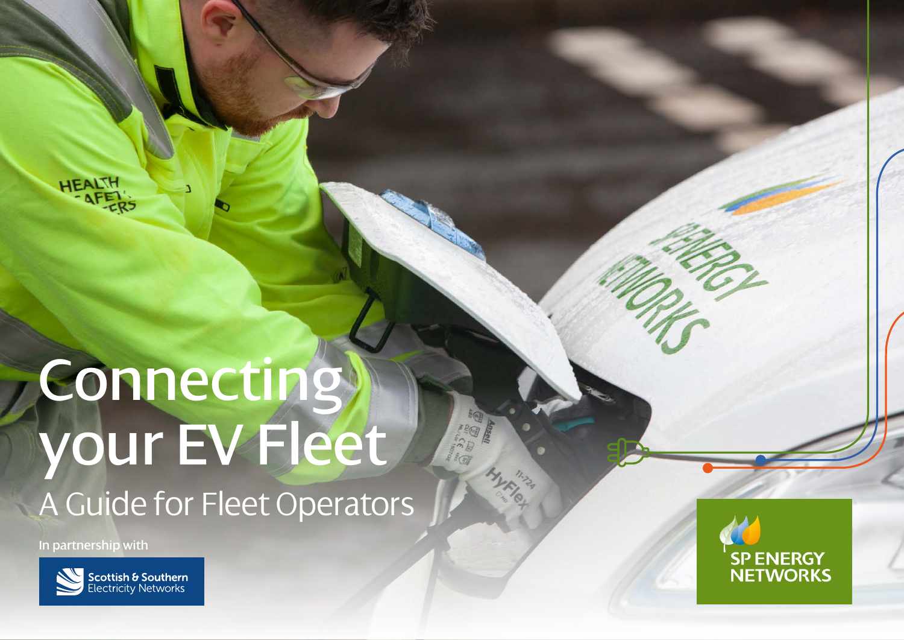# Connecting your EV Fleet

## A Guide for Fleet Operators

In partnership with

Scottish & Southern Electricity Networks

SP ENERGY NETWORKS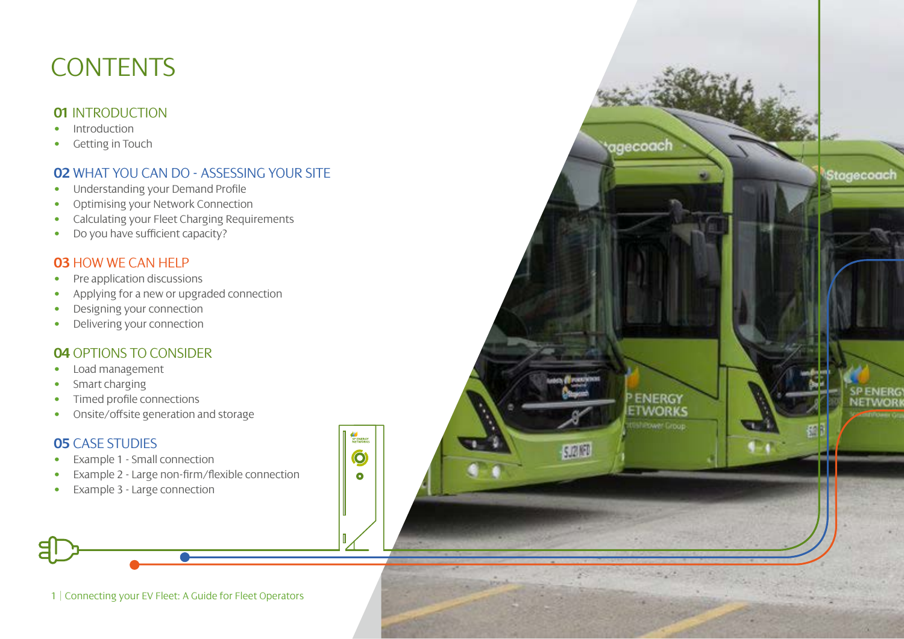# CONTENTS

## 01 INTRODUCTION

- Introduction
- Getting in Touch

## 02 WHAT YOU CAN DO - ASSESSING YOUR SITE

- Understanding your Demand Profile
- Optimising your Network Connection
- Calculating your Fleet Charging Requirements
- Do you have sufficient capacity?

## 03 HOW WE CAN HELP

- Pre application discussions
- Applying for a new or upgraded connection
- Designing your connection
- Delivering your connection

## 04 OPTIONS TO CONSIDER

- Load management
- Smart charging
- Timed profile connections
- Onsite/offsite generation and storage

## 05 CASE STUDIES

- Example 1 - Small connection
- Example 2 - Large non-firm/flexible connection
- Example 3 - Large connection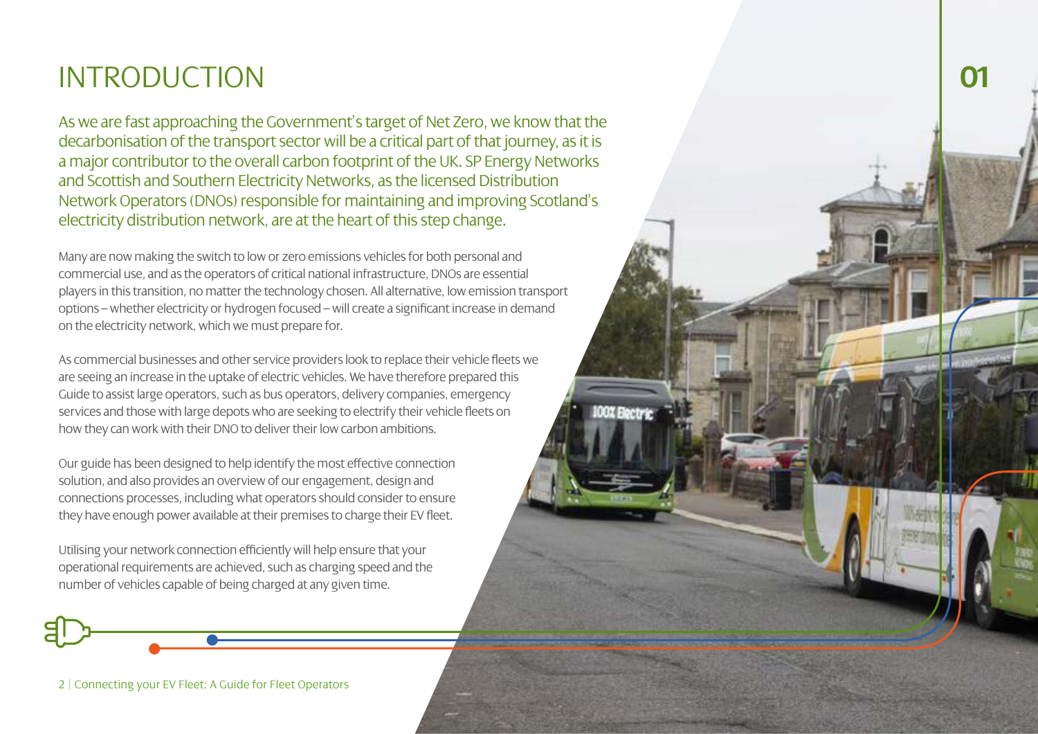# INTRODUCTION

01

As we are fast approaching the Government's target of Net Zero, we know that the decarbonisation of the transport sector will be a critical part of that journey, as it is a major contributor to the overall carbon footprint of the UK. SP Energy Networks and Scottish and Southern Electricity Networks, as the licensed Distribution Network Operators (DNOs) responsible for maintaining and improving Scotland's electricity distribution network, are at the heart of this step change.

Many are now making the switch to low or zero emissions vehicles for both personal and commercial use, and as the operators of critical national infrastructure, DNOs are essential players in this transition, no matter the technology chosen. All alternative, low emission transport options – whether electricity or hydrogen focused – will create a significant increase in demand on the electricity network, which we must prepare for.

As commercial businesses and other service providers look to replace their vehicle fleets we are seeing an increase in the uptake of electric vehicles. We have therefore prepared this Guide to assist large operators, such as bus operators, delivery companies, emergency services and those with large depots who are seeking to electrify their vehicle fleets on how they can work with their DNO to deliver their low carbon ambitions.

Our guide has been designed to help identify the most effective connection solution, and also provides an overview of our engagement, design and connections processes, including what operators should consider to ensure they have enough power available at their premises to charge their EV fleet.

Utilising your network connection efficiently will help ensure that your operational requirements are achieved, such as charging speed and the number of vehicles capable of being charged at any given time.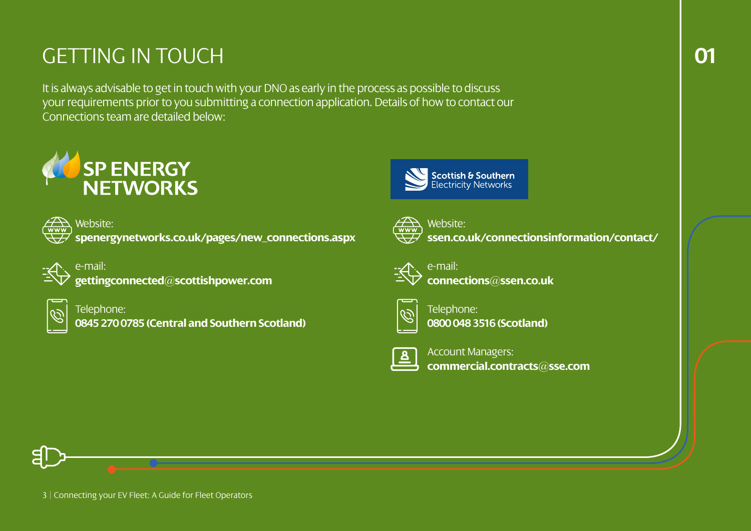# GETTING IN TOUCH

It is always advisable to get in touch with your DNO as early in the process as possible to discuss your requirements prior to you submitting a connection application. Details of how to contact our Connections team are detailed below:

## SP ENERGY NETWORKS

Website:
**spenergynetworks.co.uk/pages/new_connections.aspx**

e-mail:
**gettingconnected@scottishpower.com**

Telephone:
**0845 270 0785 (Central and Southern Scotland)**

## Scottish & Southern Electricity Networks

Website:
**ssen.co.uk/connectionsinformation/contact/**

e-mail:
**connections@ssen.co.uk**

Telephone:
**0800 048 3516 (Scotland)**

Account Managers:
**commercial.contracts@sse.com**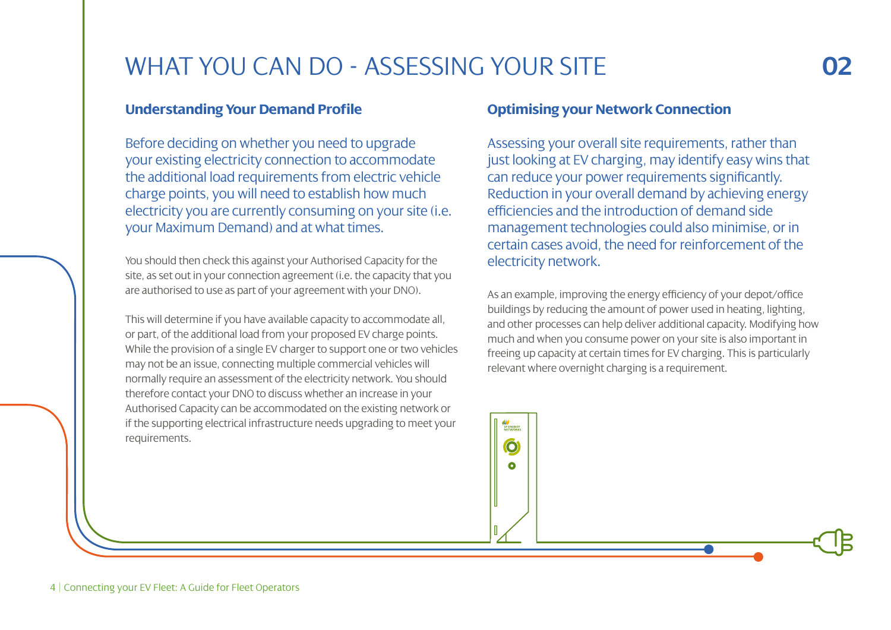# WHAT YOU CAN DO - ASSESSING YOUR SITE 02

## Understanding Your Demand Profile

Before deciding on whether you need to upgrade your existing electricity connection to accommodate the additional load requirements from electric vehicle charge points, you will need to establish how much electricity you are currently consuming on your site (i.e. your Maximum Demand) and at what times.

You should then check this against your Authorised Capacity for the site, as set out in your connection agreement (i.e. the capacity that you are authorised to use as part of your agreement with your DNO).

This will determine if you have available capacity to accommodate all, or part, of the additional load from your proposed EV charge points. While the provision of a single EV charger to support one or two vehicles may not be an issue, connecting multiple commercial vehicles will normally require an assessment of the electricity network. You should therefore contact your DNO to discuss whether an increase in your Authorised Capacity can be accommodated on the existing network or if the supporting electrical infrastructure needs upgrading to meet your requirements.

## Optimising your Network Connection

Assessing your overall site requirements, rather than just looking at EV charging, may identify easy wins that can reduce your power requirements significantly. Reduction in your overall demand by achieving energy efficiencies and the introduction of demand side management technologies could also minimise, or in certain cases avoid, the need for reinforcement of the electricity network.

As an example, improving the energy efficiency of your depot/office buildings by reducing the amount of power used in heating, lighting, and other processes can help deliver additional capacity. Modifying how much and when you consume power on your site is also important in freeing up capacity at certain times for EV charging. This is particularly relevant where overnight charging is a requirement.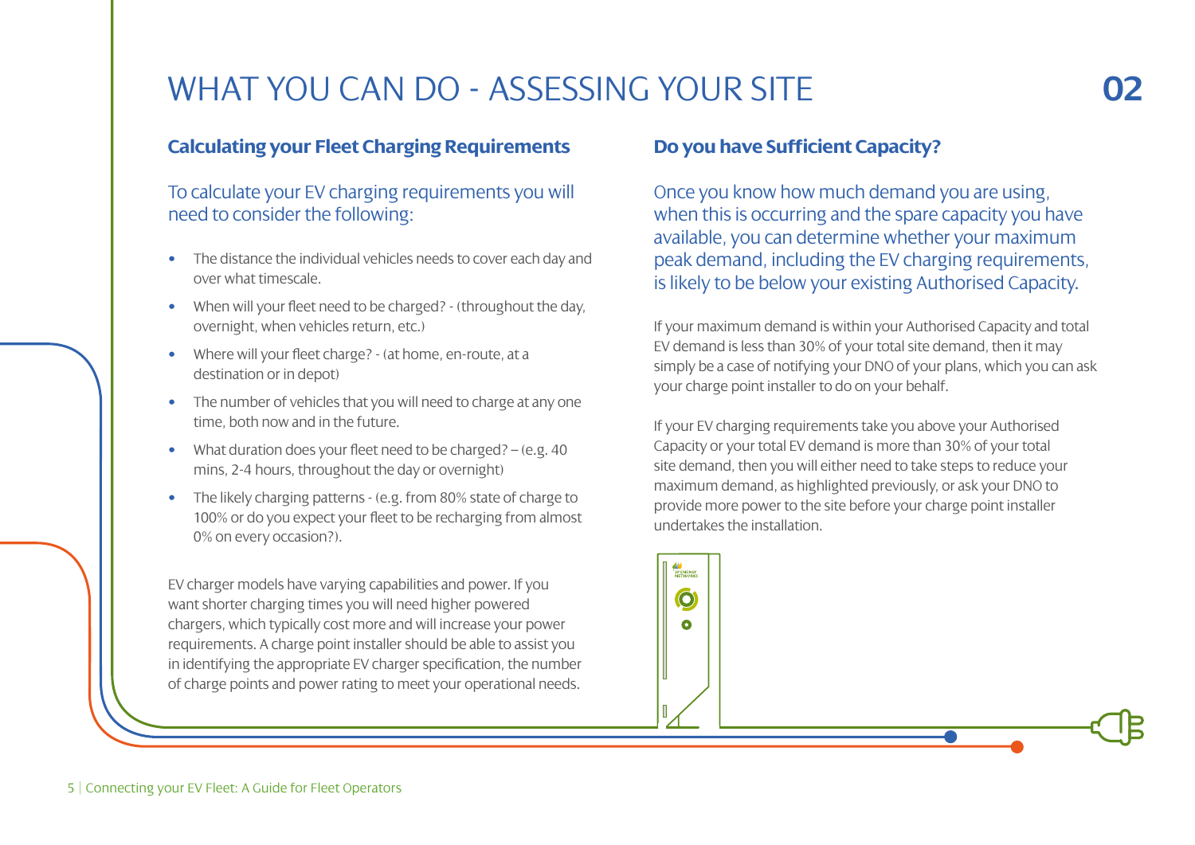# WHAT YOU CAN DO - ASSESSING YOUR SITE

## Calculating your Fleet Charging Requirements

To calculate your EV charging requirements you will need to consider the following:

- The distance the individual vehicles needs to cover each day and over what timescale.
- When will your fleet need to be charged? - (throughout the day, overnight, when vehicles return, etc.)
- Where will your fleet charge? - (at home, en-route, at a destination or in depot)
- The number of vehicles that you will need to charge at any one time, both now and in the future.
- What duration does your fleet need to be charged? – (e.g. 40 mins, 2-4 hours, throughout the day or overnight)
- The likely charging patterns - (e.g. from 80% state of charge to 100% or do you expect your fleet to be recharging from almost 0% on every occasion?).

EV charger models have varying capabilities and power. If you want shorter charging times you will need higher powered chargers, which typically cost more and will increase your power requirements. A charge point installer should be able to assist you in identifying the appropriate EV charger specification, the number of charge points and power rating to meet your operational needs.

## Do you have Sufficient Capacity?

Once you know how much demand you are using, when this is occurring and the spare capacity you have available, you can determine whether your maximum peak demand, including the EV charging requirements, is likely to be below your existing Authorised Capacity.

If your maximum demand is within your Authorised Capacity and total EV demand is less than 30% of your total site demand, then it may simply be a case of notifying your DNO of your plans, which you can ask your charge point installer to do on your behalf.

If your EV charging requirements take you above your Authorised Capacity or your total EV demand is more than 30% of your total site demand, then you will either need to take steps to reduce your maximum demand, as highlighted previously, or ask your DNO to provide more power to the site before your charge point installer undertakes the installation.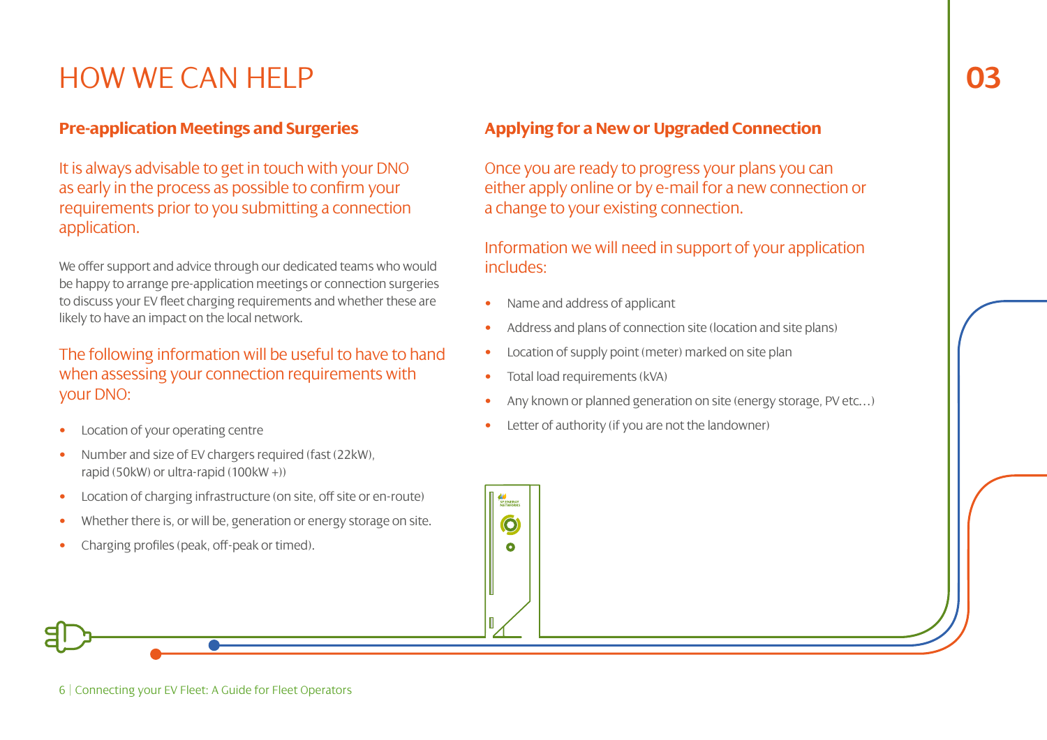# HOW WE CAN HELP

## Pre-application Meetings and Surgeries

It is always advisable to get in touch with your DNO as early in the process as possible to confirm your requirements prior to you submitting a connection application.

We offer support and advice through our dedicated teams who would be happy to arrange pre-application meetings or connection surgeries to discuss your EV fleet charging requirements and whether these are likely to have an impact on the local network.

The following information will be useful to have to hand when assessing your connection requirements with your DNO:

- Location of your operating centre
- Number and size of EV chargers required (fast (22kW), rapid (50kW) or ultra-rapid (100kW +))
- Location of charging infrastructure (on site, off site or en-route)
- Whether there is, or will be, generation or energy storage on site.
- Charging profiles (peak, off-peak or timed).

## Applying for a New or Upgraded Connection

Once you are ready to progress your plans you can either apply online or by e-mail for a new connection or a change to your existing connection.

Information we will need in support of your application includes:

- Name and address of applicant
- Address and plans of connection site (location and site plans)
- Location of supply point (meter) marked on site plan
- Total load requirements (kVA)
- Any known or planned generation on site (energy storage, PV etc…)
- Letter of authority (if you are not the landowner)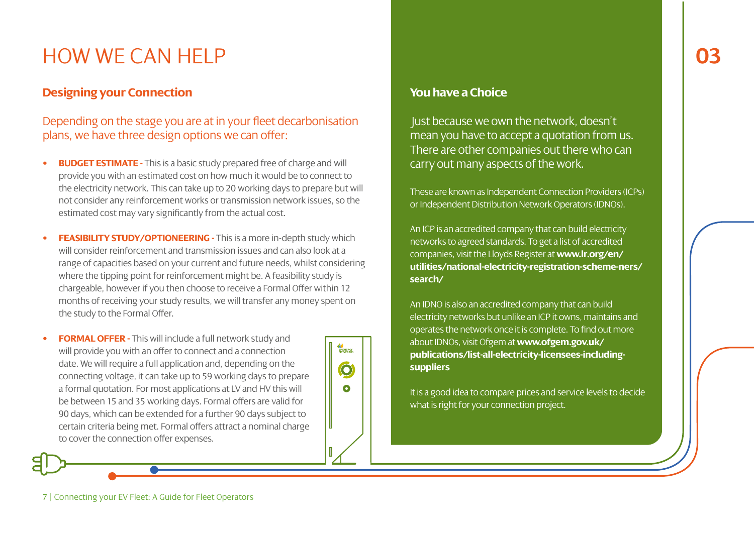# HOW WE CAN HELP

## Designing your Connection

Depending on the stage you are at in your fleet decarbonisation plans, we have three design options we can offer:

- **BUDGET ESTIMATE -** This is a basic study prepared free of charge and will provide you with an estimated cost on how much it would be to connect to the electricity network. This can take up to 20 working days to prepare but will not consider any reinforcement works or transmission network issues, so the estimated cost may vary significantly from the actual cost.

- **FEASIBILITY STUDY/OPTIONEERING -** This is a more in-depth study which will consider reinforcement and transmission issues and can also look at a range of capacities based on your current and future needs, whilst considering where the tipping point for reinforcement might be. A feasibility study is chargeable, however if you then choose to receive a Formal Offer within 12 months of receiving your study results, we will transfer any money spent on the study to the Formal Offer.

- **FORMAL OFFER -** This will include a full network study and will provide you with an offer to connect and a connection date. We will require a full application and, depending on the connecting voltage, it can take up to 59 working days to prepare a formal quotation. For most applications at LV and HV this will be between 15 and 35 working days. Formal offers are valid for 90 days, which can be extended for a further 90 days subject to certain criteria being met. Formal offers attract a nominal charge to cover the connection offer expenses.

## You have a Choice

Just because we own the network, doesn't mean you have to accept a quotation from us. There are other companies out there who can carry out many aspects of the work.

These are known as Independent Connection Providers (ICPs) or Independent Distribution Network Operators (IDNOs).

An ICP is an accredited company that can build electricity networks to agreed standards. To get a list of accredited companies, visit the Lloyds Register at **www.lr.org/en/utilities/national-electricity-registration-scheme-ners/search/**

An IDNO is also an accredited company that can build electricity networks but unlike an ICP it owns, maintains and operates the network once it is complete. To find out more about IDNOs, visit Ofgem at **www.ofgem.gov.uk/publications/list-all-electricity-licensees-including-suppliers**

It is a good idea to compare prices and service levels to decide what is right for your connection project.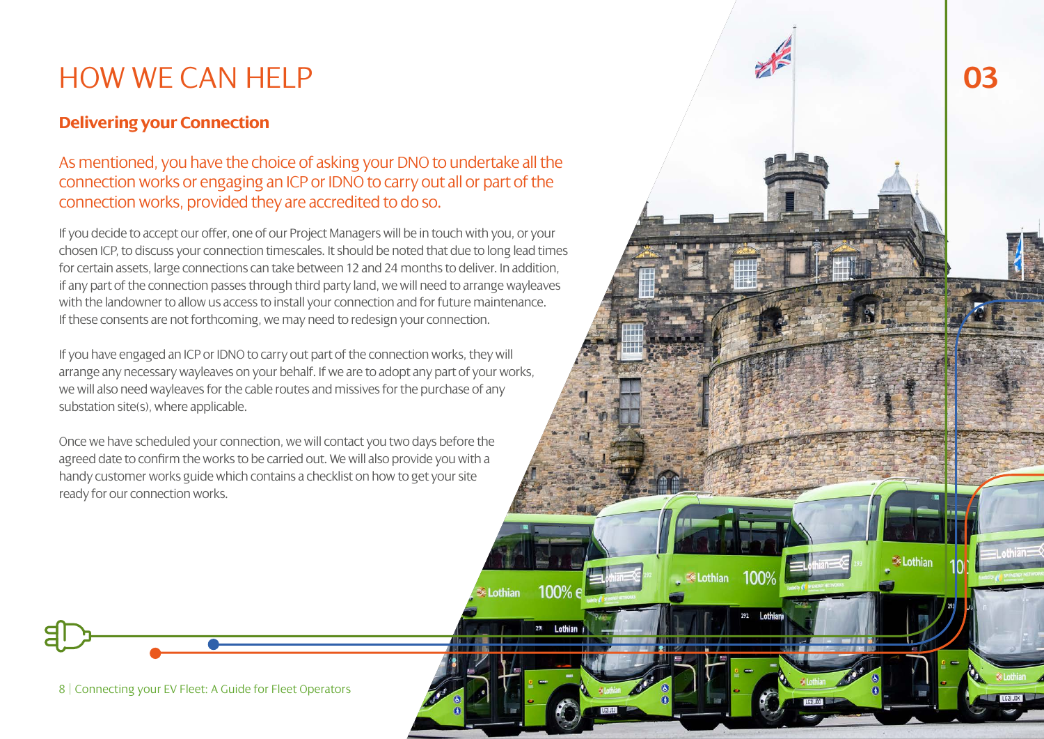# HOW WE CAN HELP

## Delivering your Connection

As mentioned, you have the choice of asking your DNO to undertake all the connection works or engaging an ICP or IDNO to carry out all or part of the connection works, provided they are accredited to do so.

If you decide to accept our offer, one of our Project Managers will be in touch with you, or your chosen ICP, to discuss your connection timescales. It should be noted that due to long lead times for certain assets, large connections can take between 12 and 24 months to deliver. In addition, if any part of the connection passes through third party land, we will need to arrange wayleaves with the landowner to allow us access to install your connection and for future maintenance. If these consents are not forthcoming, we may need to redesign your connection.

If you have engaged an ICP or IDNO to carry out part of the connection works, they will arrange any necessary wayleaves on your behalf. If we are to adopt any part of your works, we will also need wayleaves for the cable routes and missives for the purchase of any substation site(s), where applicable.

Once we have scheduled your connection, we will contact you two days before the agreed date to confirm the works to be carried out. We will also provide you with a handy customer works guide which contains a checklist on how to get your site ready for our connection works.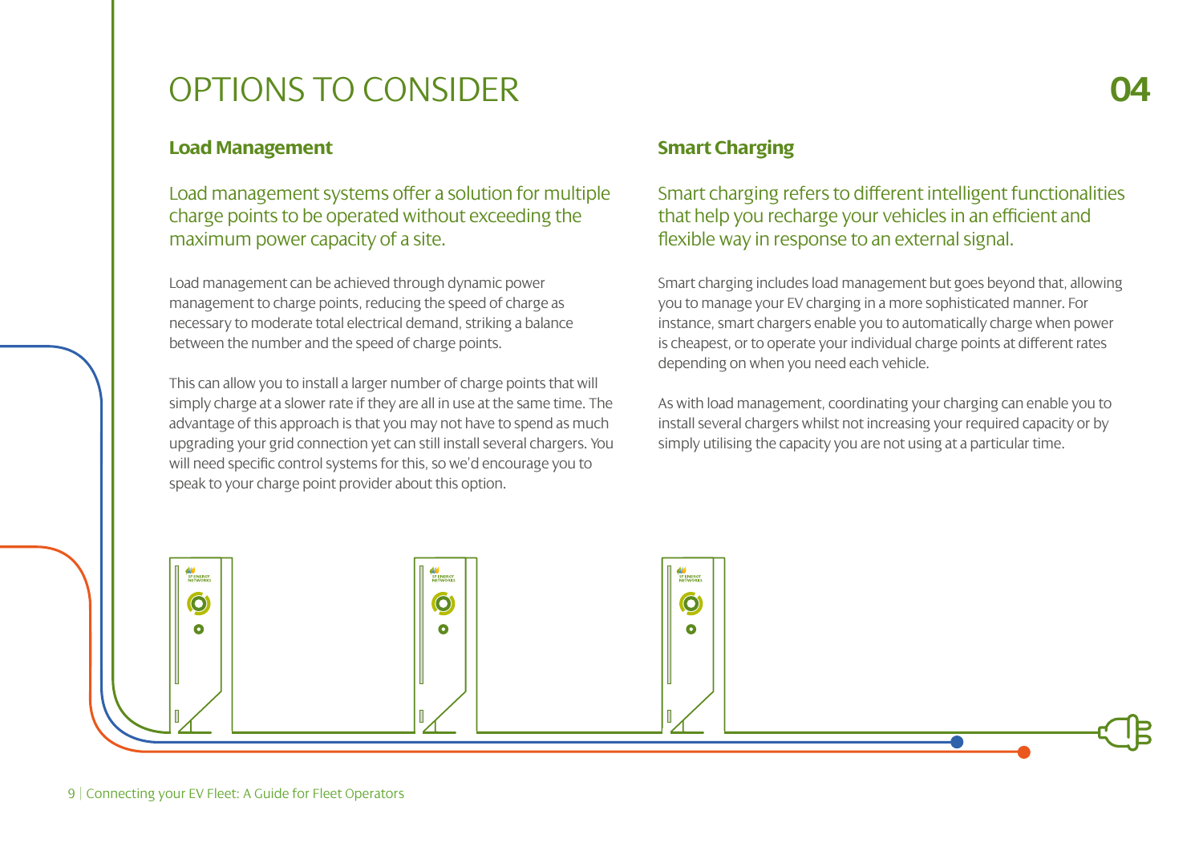# OPTIONS TO CONSIDER

## 04

### Load Management

Load management systems offer a solution for multiple charge points to be operated without exceeding the maximum power capacity of a site.

Load management can be achieved through dynamic power management to charge points, reducing the speed of charge as necessary to moderate total electrical demand, striking a balance between the number and the speed of charge points.

This can allow you to install a larger number of charge points that will simply charge at a slower rate if they are all in use at the same time. The advantage of this approach is that you may not have to spend as much upgrading your grid connection yet can still install several chargers. You will need specific control systems for this, so we'd encourage you to speak to your charge point provider about this option.

### Smart Charging

Smart charging refers to different intelligent functionalities that help you recharge your vehicles in an efficient and flexible way in response to an external signal.

Smart charging includes load management but goes beyond that, allowing you to manage your EV charging in a more sophisticated manner. For instance, smart chargers enable you to automatically charge when power is cheapest, or to operate your individual charge points at different rates depending on when you need each vehicle.

As with load management, coordinating your charging can enable you to install several chargers whilst not increasing your required capacity or by simply utilising the capacity you are not using at a particular time.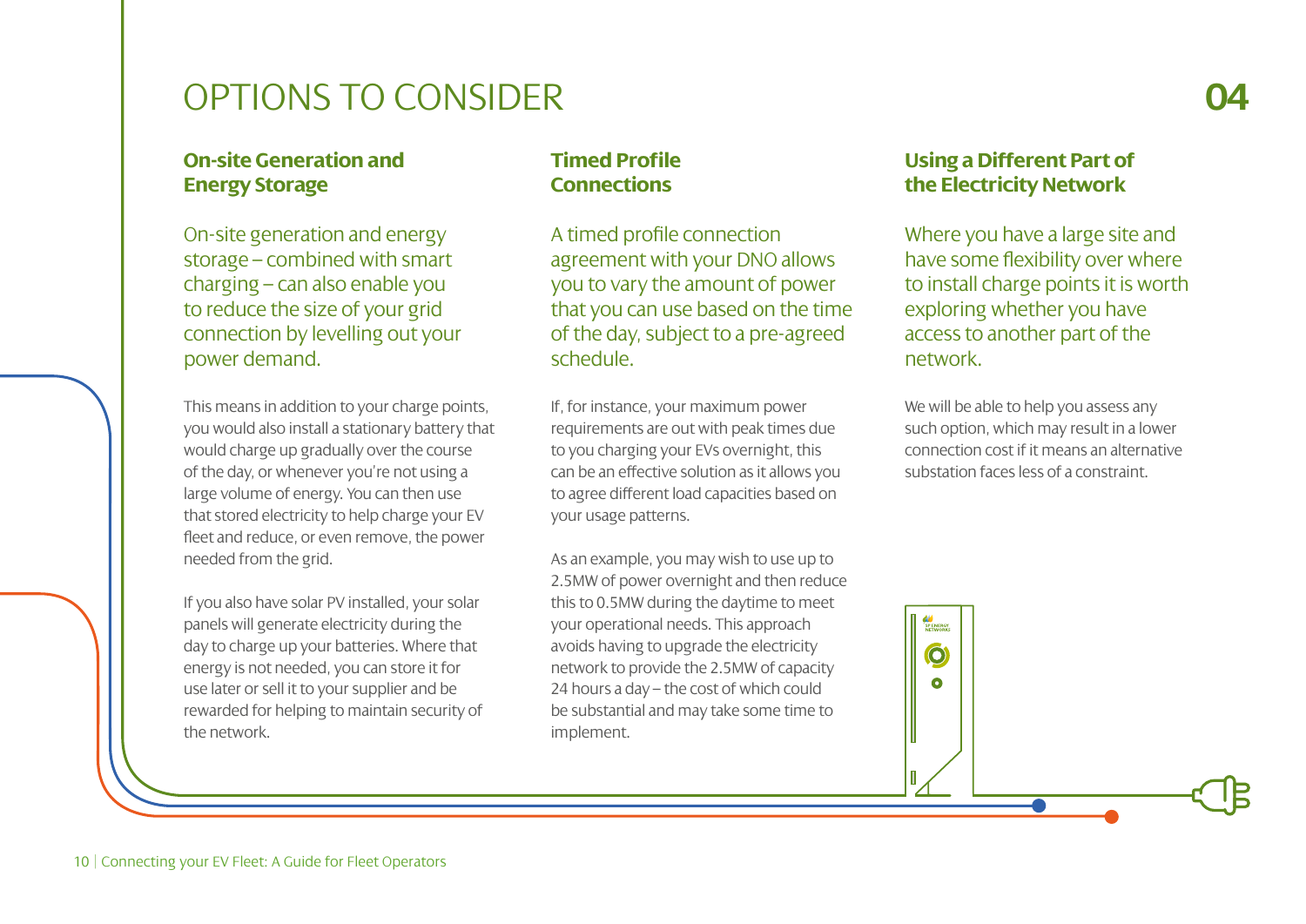# OPTIONS TO CONSIDER

## On-site Generation and Energy Storage

On-site generation and energy storage – combined with smart charging – can also enable you to reduce the size of your grid connection by levelling out your power demand.

This means in addition to your charge points, you would also install a stationary battery that would charge up gradually over the course of the day, or whenever you're not using a large volume of energy. You can then use that stored electricity to help charge your EV fleet and reduce, or even remove, the power needed from the grid.

If you also have solar PV installed, your solar panels will generate electricity during the day to charge up your batteries. Where that energy is not needed, you can store it for use later or sell it to your supplier and be rewarded for helping to maintain security of the network.

## Timed Profile Connections

A timed profile connection agreement with your DNO allows you to vary the amount of power that you can use based on the time of the day, subject to a pre-agreed schedule.

If, for instance, your maximum power requirements are out with peak times due to you charging your EVs overnight, this can be an effective solution as it allows you to agree different load capacities based on your usage patterns.

As an example, you may wish to use up to 2.5MW of power overnight and then reduce this to 0.5MW during the daytime to meet your operational needs. This approach avoids having to upgrade the electricity network to provide the 2.5MW of capacity 24 hours a day – the cost of which could be substantial and may take some time to implement.

## Using a Different Part of the Electricity Network

Where you have a large site and have some flexibility over where to install charge points it is worth exploring whether you have access to another part of the network.

We will be able to help you assess any such option, which may result in a lower connection cost if it means an alternative substation faces less of a constraint.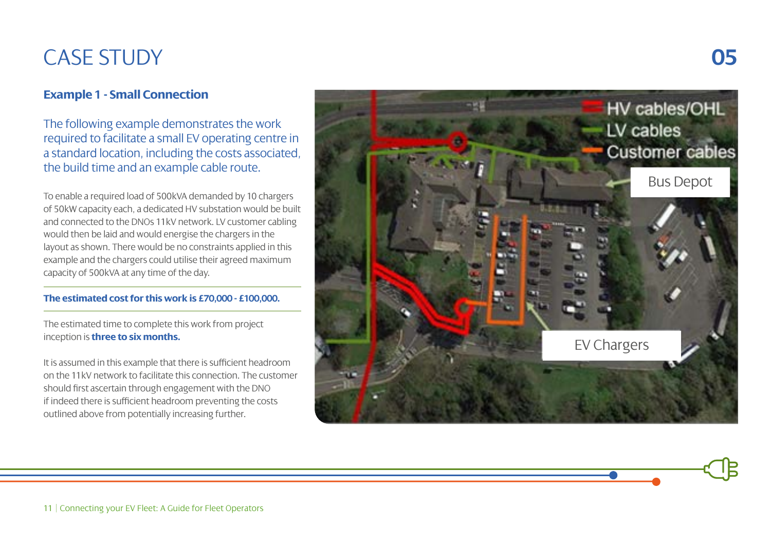# CASE STUDY

## 05

### Example 1 - Small Connection

The following example demonstrates the work required to facilitate a small EV operating centre in a standard location, including the costs associated, the build time and an example cable route.

To enable a required load of 500kVA demanded by 10 chargers of 50kW capacity each, a dedicated HV substation would be built and connected to the DNOs 11kV network. LV customer cabling would then be laid and would energise the chargers in the layout as shown. There would be no constraints applied in this example and the chargers could utilise their agreed maximum capacity of 500kVA at any time of the day.

**The estimated cost for this work is £70,000 - £100,000.**

The estimated time to complete this work from project inception is **three to six months.**

It is assumed in this example that there is sufficient headroom on the 11kV network to facilitate this connection. The customer should first ascertain through engagement with the DNO if indeed there is sufficient headroom preventing the costs outlined above from potentially increasing further.

HV cables/OHL
LV cables
Customer cables
Bus Depot
EV Chargers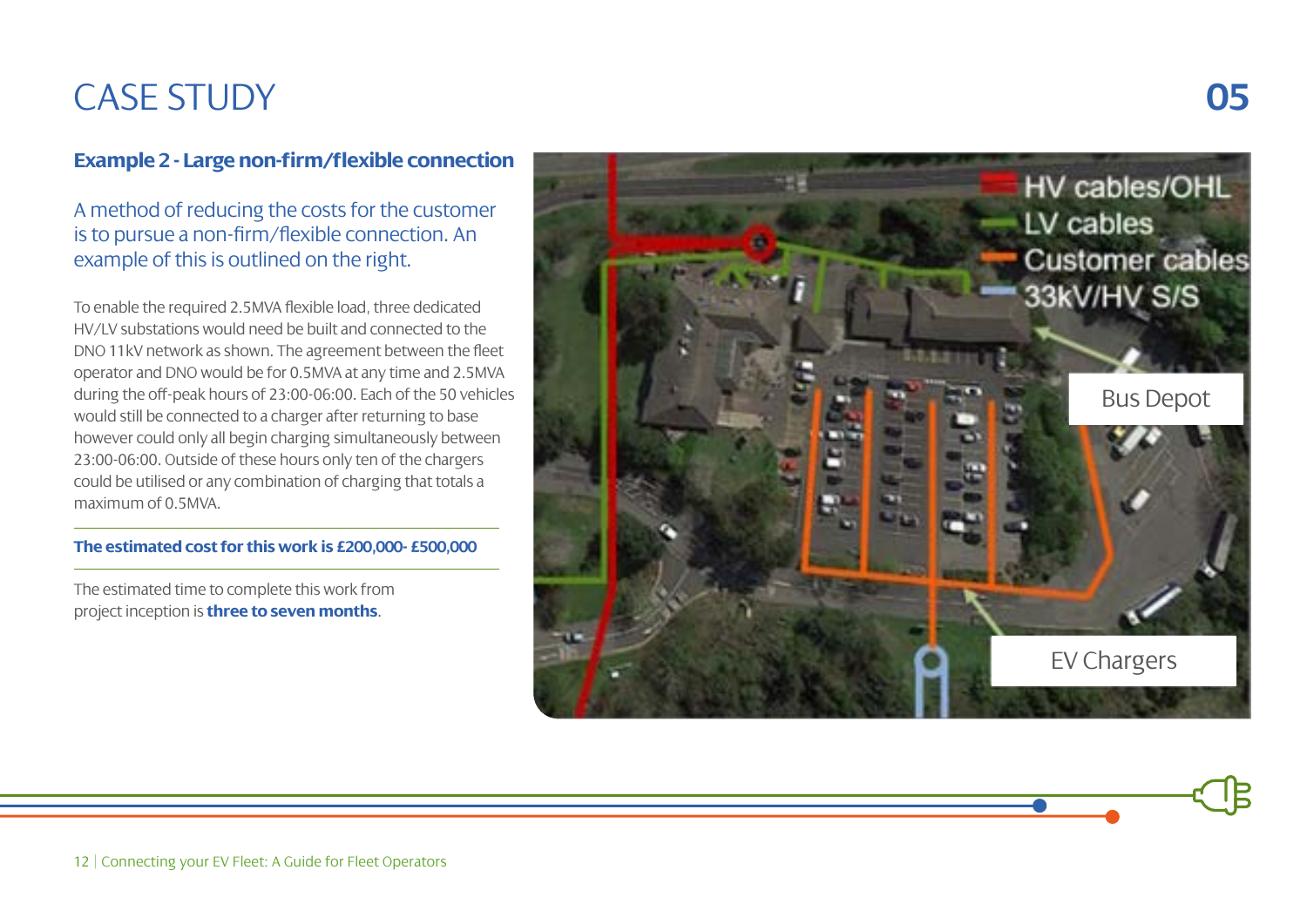# CASE STUDY

## 05

### Example 2 - Large non-firm/flexible connection

A method of reducing the costs for the customer is to pursue a non-firm/flexible connection. An example of this is outlined on the right.

To enable the required 2.5MVA flexible load, three dedicated HV/LV substations would need be built and connected to the DNO 11kV network as shown. The agreement between the fleet operator and DNO would be for 0.5MVA at any time and 2.5MVA during the off-peak hours of 23:00-06:00. Each of the 50 vehicles would still be connected to a charger after returning to base however could only all begin charging simultaneously between 23:00-06:00. Outside of these hours only ten of the chargers could be utilised or any combination of charging that totals a maximum of 0.5MVA.

**The estimated cost for this work is £200,000- £500,000**

The estimated time to complete this work from project inception is **three to seven months**.

HV cables/OHL
LV cables
Customer cables
33kV/HV S/S

Bus Depot

EV Chargers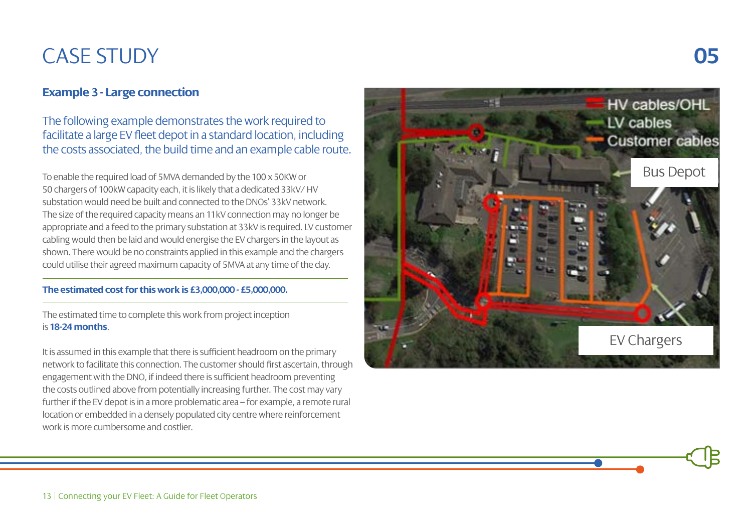# CASE STUDY

## 05

### Example 3 - Large connection

The following example demonstrates the work required to facilitate a large EV fleet depot in a standard location, including the costs associated, the build time and an example cable route.

To enable the required load of 5MVA demanded by the 100 x 50KW or 50 chargers of 100kW capacity each, it is likely that a dedicated 33kV/ HV substation would need be built and connected to the DNOs' 33kV network. The size of the required capacity means an 11kV connection may no longer be appropriate and a feed to the primary substation at 33kV is required. LV customer cabling would then be laid and would energise the EV chargers in the layout as shown. There would be no constraints applied in this example and the chargers could utilise their agreed maximum capacity of 5MVA at any time of the day.

**The estimated cost for this work is £3,000,000 - £5,000,000.**

The estimated time to complete this work from project inception is **18-24 months**.

It is assumed in this example that there is sufficient headroom on the primary network to facilitate this connection. The customer should first ascertain, through engagement with the DNO, if indeed there is sufficient headroom preventing the costs outlined above from potentially increasing further. The cost may vary further if the EV depot is in a more problematic area – for example, a remote rural location or embedded in a densely populated city centre where reinforcement work is more cumbersome and costlier.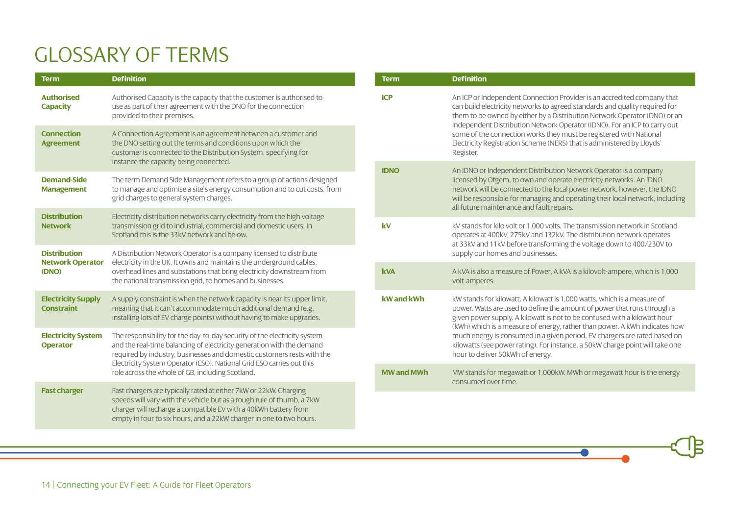# GLOSSARY OF TERMS

| Term | Definition |
| --- | --- |
| **Authorised Capacity** | Authorised Capacity is the capacity that the customer is authorised to use as part of their agreement with the DNO for the connection provided to their premises. |
| **Connection Agreement** | A Connection Agreement is an agreement between a customer and the DNO setting out the terms and conditions upon which the customer is connected to the Distribution System, specifying for instance the capacity being connected. |
| **Demand-Side Management** | The term Demand Side Management refers to a group of actions designed to manage and optimise a site's energy consumption and to cut costs, from grid charges to general system charges. |
| **Distribution Network** | Electricity distribution networks carry electricity from the high voltage transmission grid to industrial, commercial and domestic users. In Scotland this is the 33kV network and below. |
| **Distribution Network Operator (DNO)** | A Distribution Network Operator is a company licensed to distribute electricity in the UK. It owns and maintains the underground cables, overhead lines and substations that bring electricity downstream from the national transmission grid, to homes and businesses. |
| **Electricity Supply Constraint** | A supply constraint is when the network capacity is near its upper limit, meaning that it can't accommodate much additional demand (e.g. installing lots of EV charge points) without having to make upgrades. |
| **Electricity System Operator** | The responsibility for the day-to-day security of the electricity system and the real-time balancing of electricity generation with the demand required by industry, businesses and domestic customers rests with the Electricity System Operator (ESO). National Grid ESO carries out this role across the whole of GB, including Scotland. |
| **Fast charger** | Fast chargers are typically rated at either 7kW or 22kW. Charging speeds will vary with the vehicle but as a rough rule of thumb, a 7kW charger will recharge a compatible EV with a 40kWh battery from empty in four to six hours, and a 22kW charger in one to two hours. |
| **ICP** | An ICP or Independent Connection Provider is an accredited company that can build electricity networks to agreed standards and quality required for them to be owned by either by a Distribution Network Operator (DNO) or an Independent Distribution Network Operator (IDNO). For an ICP to carry out some of the connection works they must be registered with National Electricity Registration Scheme (NERS) that is administered by Lloyds' Register. |
| **IDNO** | An IDNO or Independent Distribution Network Operator is a company licensed by Ofgem, to own and operate electricity networks. An IDNO network will be connected to the local power network, however, the IDNO will be responsible for managing and operating their local network, including all future maintenance and fault repairs. |
| **kV** | kV stands for kilo volt or 1,000 volts. The transmission network in Scotland operates at 400kV, 275kV and 132kV. The distribution network operates at 33kV and 11kV before transforming the voltage down to 400/230V to supply our homes and businesses. |
| **kVA** | A kVA is also a measure of Power, A kVA is a kilovolt-ampere, which is 1,000 volt-amperes. |
| **kW and kWh** | kW stands for kilowatt. A kilowatt is 1,000 watts, which is a measure of power. Watts are used to define the amount of power that runs through a given power supply. A kilowatt is not to be confused with a kilowatt hour (kWh) which is a measure of energy, rather than power. A kWh indicates how much energy is consumed in a given period. EV chargers are rated based on kilowatts (see power rating). For instance, a 50kW charge point will take one hour to deliver 50kWh of energy. |
| **MW and MWh** | MW stands for megawatt or 1,000kW. MWh or megawatt hour is the energy consumed over time. |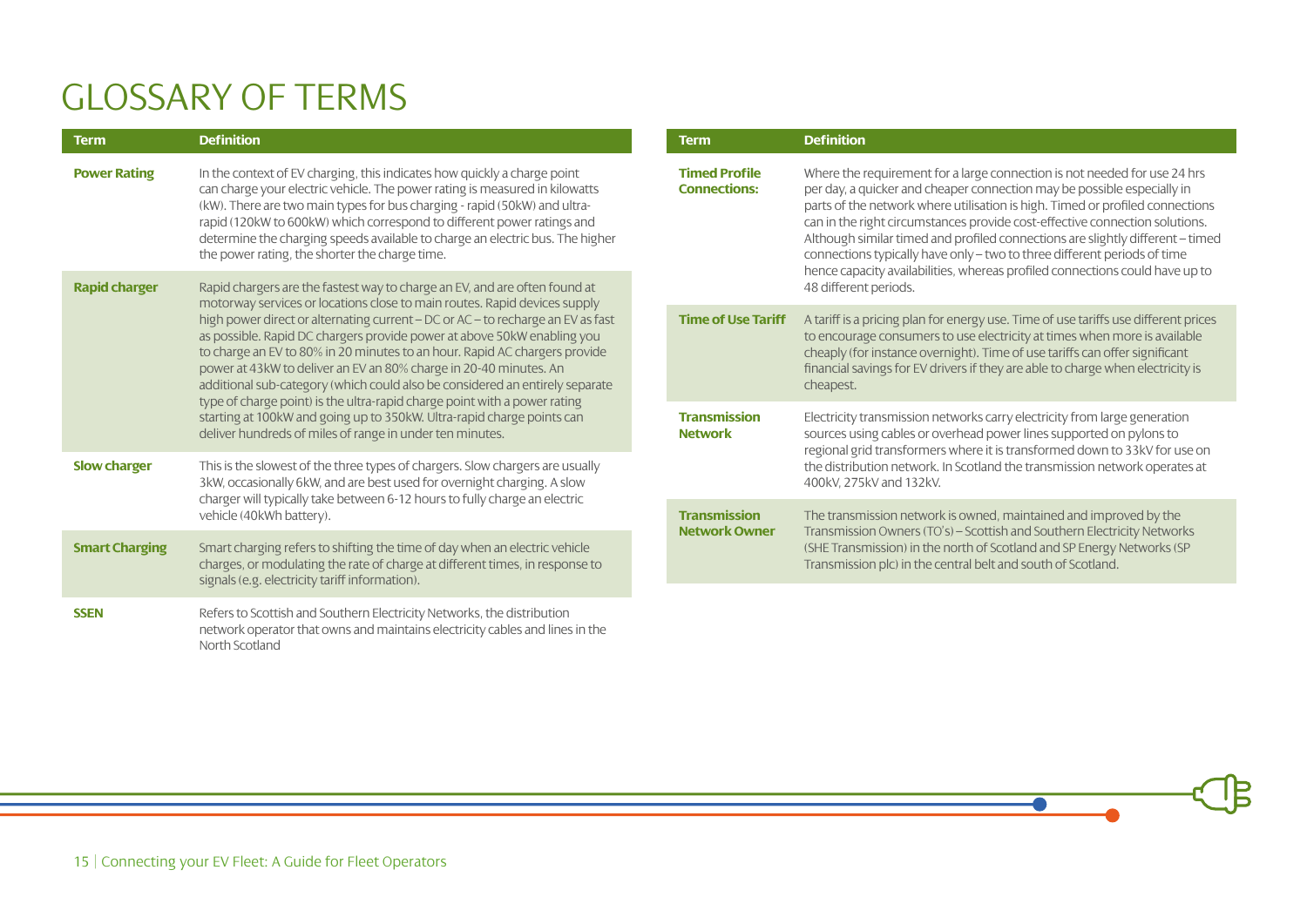# GLOSSARY OF TERMS

| Term | Definition |
| --- | --- |
| **Power Rating** | In the context of EV charging, this indicates how quickly a charge point can charge your electric vehicle. The power rating is measured in kilowatts (kW). There are two main types for bus charging - rapid (50kW) and ultra-rapid (120kW to 600kW) which correspond to different power ratings and determine the charging speeds available to charge an electric bus. The higher the power rating, the shorter the charge time. |
| **Rapid charger** | Rapid chargers are the fastest way to charge an EV, and are often found at motorway services or locations close to main routes. Rapid devices supply high power direct or alternating current – DC or AC – to recharge an EV as fast as possible. Rapid DC chargers provide power at above 50kW enabling you to charge an EV to 80% in 20 minutes to an hour. Rapid AC chargers provide power at 43kW to deliver an EV an 80% charge in 20-40 minutes. An additional sub-category (which could also be considered an entirely separate type of charge point) is the ultra-rapid charge point with a power rating starting at 100kW and going up to 350kW. Ultra-rapid charge points can deliver hundreds of miles of range in under ten minutes. |
| **Slow charger** | This is the slowest of the three types of chargers. Slow chargers are usually 3kW, occasionally 6kW, and are best used for overnight charging. A slow charger will typically take between 6-12 hours to fully charge an electric vehicle (40kWh battery). |
| **Smart Charging** | Smart charging refers to shifting the time of day when an electric vehicle charges, or modulating the rate of charge at different times, in response to signals (e.g. electricity tariff information). |
| **SSEN** | Refers to Scottish and Southern Electricity Networks, the distribution network operator that owns and maintains electricity cables and lines in the North Scotland |
| **Timed Profile Connections:** | Where the requirement for a large connection is not needed for use 24 hrs per day, a quicker and cheaper connection may be possible especially in parts of the network where utilisation is high. Timed or profiled connections can in the right circumstances provide cost-effective connection solutions. Although similar timed and profiled connections are slightly different – timed connections typically have only – two to three different periods of time hence capacity availabilities, whereas profiled connections could have up to 48 different periods. |
| **Time of Use Tariff** | A tariff is a pricing plan for energy use. Time of use tariffs use different prices to encourage consumers to use electricity at times when more is available cheaply (for instance overnight). Time of use tariffs can offer significant financial savings for EV drivers if they are able to charge when electricity is cheapest. |
| **Transmission Network** | Electricity transmission networks carry electricity from large generation sources using cables or overhead power lines supported on pylons to regional grid transformers where it is transformed down to 33kV for use on the distribution network. In Scotland the transmission network operates at 400kV, 275kV and 132kV. |
| **Transmission Network Owner** | The transmission network is owned, maintained and improved by the Transmission Owners (TO's) – Scottish and Southern Electricity Networks (SHE Transmission) in the north of Scotland and SP Energy Networks (SP Transmission plc) in the central belt and south of Scotland. |